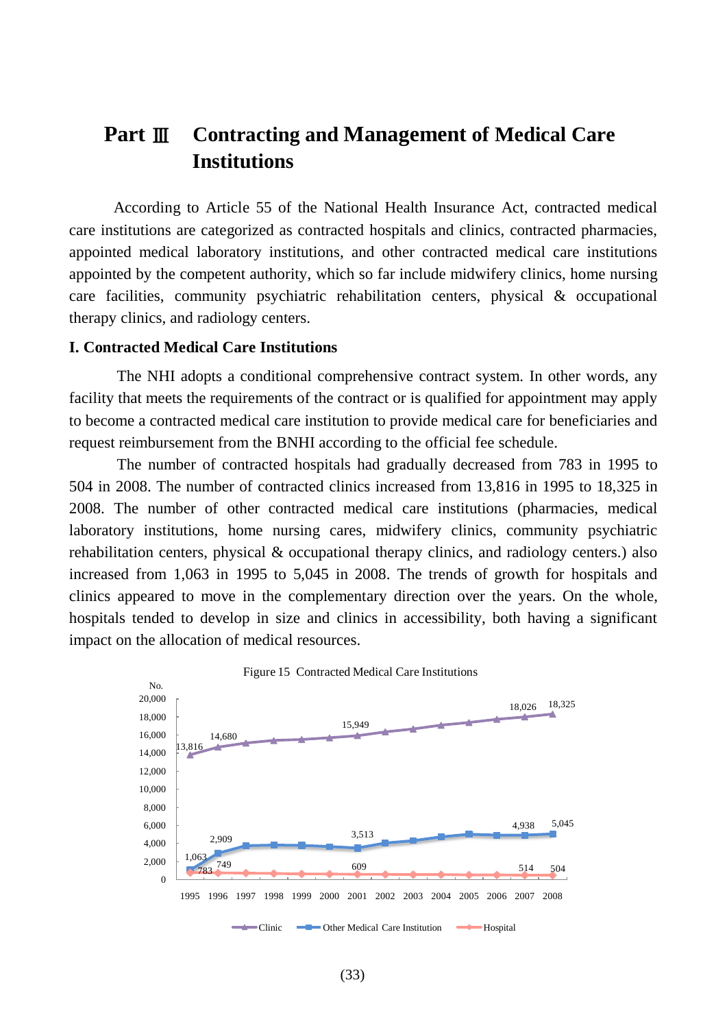# Part Ⅲ Contracting and Management of Medical Care Institutions

According to Article 55 of the National Health Insurance Act, contracted medical care institutions are categorized as contracted hospitals and clinics, contracted pharmacies, appointed medical laboratory institutions, and other contracted medical care institutions appointed by the competent authority, which so far include midwifery clinics, home nursing care facilities, community psychiatric rehabilitation centers, physical & occupational therapy clinics, and radiology centers.

## I. Contracted Medical Care Institutions

The NHI adopts a conditional comprehensive contract system. In other words, any facility that meets the requirements of the contract or is qualified for appointment may apply to become a contracted medical care institution to provide medical care for beneficiaries and request reimbursement from the BNHI according to the official fee schedule.

The number of contracted hospitals had gradually decreased from 783 in 1995 to 504 in 2008. The number of contracted clinics increased from 13,816 in 1995 to 18,325 in 2008. The number of other contracted medical care institutions (pharmacies, medical laboratory institutions, home nursing cares, midwifery clinics, community psychiatric rehabilitation centers, physical & occupational therapy clinics, and radiology centers.) also increased from 1,063 in 1995 to 5,045 in 2008. The trends of growth for hospitals and clinics appeared to move in the complementary direction over the years. On the whole, hospitals tended to develop in size and clinics in accessibility, both having a significant impact on the allocation of medical resources.

Figure 15 Contracted Medical Care Institutions

| Year | Clinic | Other Medical Care Institution | Hospital |
|---|---|---|---|
| 1995 | 13,816 | 1,063 | 783 |
| 1996 | 14,680 | 2,909 | 749 |
| 2001 | 15,949 | 3,513 | 609 |
| 2007 | 18,026 | 4,938 | 514 |
| 2008 | 18,325 | 5,045 | 504 |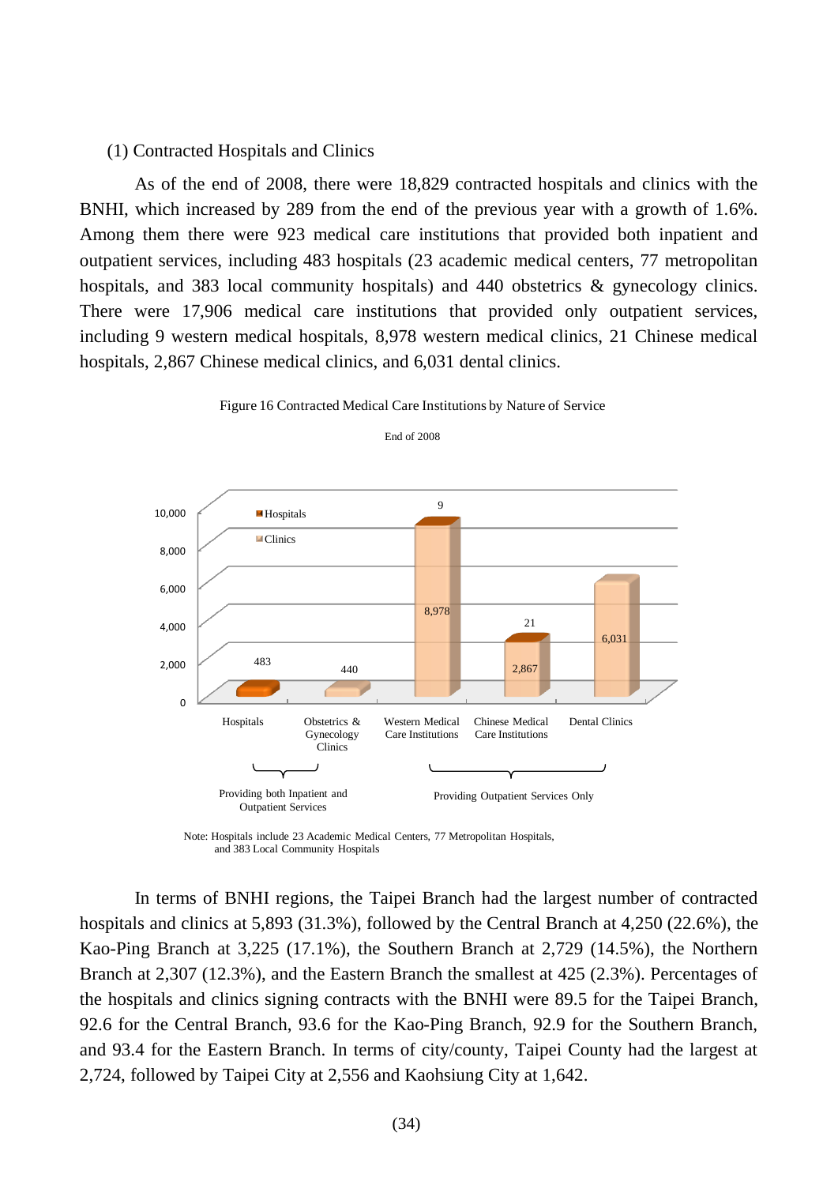(1) Contracted Hospitals and Clinics

As of the end of 2008, there were 18,829 contracted hospitals and clinics with the BNHI, which increased by 289 from the end of the previous year with a growth of 1.6%. Among them there were 923 medical care institutions that provided both inpatient and outpatient services, including 483 hospitals (23 academic medical centers, 77 metropolitan hospitals, and 383 local community hospitals) and 440 obstetrics & gynecology clinics. There were 17,906 medical care institutions that provided only outpatient services, including 9 western medical hospitals, 8,978 western medical clinics, 21 Chinese medical hospitals, 2,867 Chinese medical clinics, and 6,031 dental clinics.

Figure 16 Contracted Medical Care Institutions by Nature of Service

End of 2008

| | Hospitals | Clinics |
|---|---|---|
| Hospitals | 483 | |
| Obstetrics & Gynecology Clinics | | 440 |
| Western Medical Care Institutions | 9 | 8,978 |
| Chinese Medical Care Institutions | 21 | 2,867 |
| Dental Clinics | | 6,031 |

Providing both Inpatient and Outpatient Services: Hospitals; Obstetrics & Gynecology Clinics

Providing Outpatient Services Only: Western Medical Care Institutions; Chinese Medical Care Institutions; Dental Clinics

Note: Hospitals include 23 Academic Medical Centers, 77 Metropolitan Hospitals, and 383 Local Community Hospitals

In terms of BNHI regions, the Taipei Branch had the largest number of contracted hospitals and clinics at 5,893 (31.3%), followed by the Central Branch at 4,250 (22.6%), the Kao-Ping Branch at 3,225 (17.1%), the Southern Branch at 2,729 (14.5%), the Northern Branch at 2,307 (12.3%), and the Eastern Branch the smallest at 425 (2.3%). Percentages of the hospitals and clinics signing contracts with the BNHI were 89.5 for the Taipei Branch, 92.6 for the Central Branch, 93.6 for the Kao-Ping Branch, 92.9 for the Southern Branch, and 93.4 for the Eastern Branch. In terms of city/county, Taipei County had the largest at 2,724, followed by Taipei City at 2,556 and Kaohsiung City at 1,642.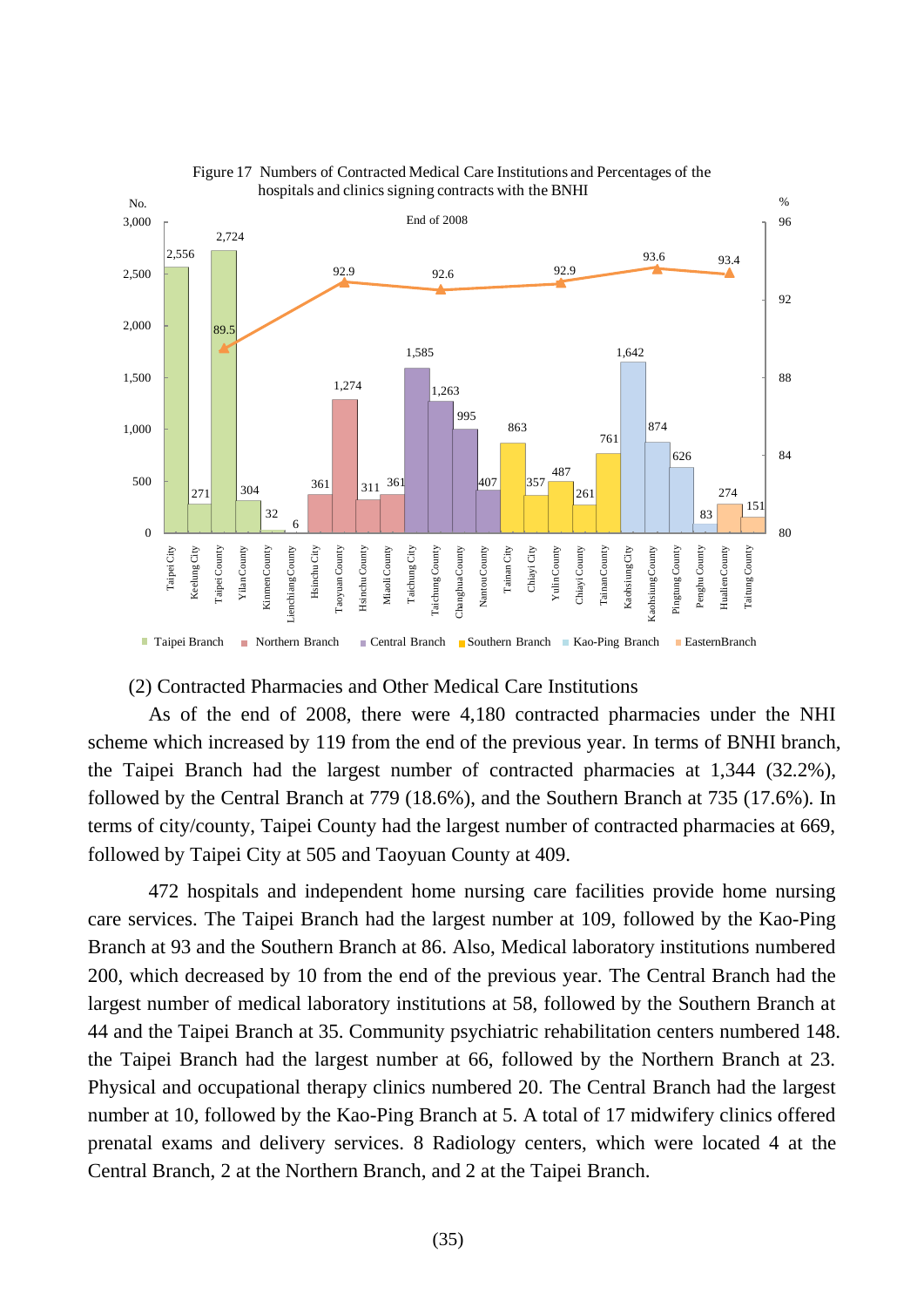Figure 17 Numbers of Contracted Medical Care Institutions and Percentages of the hospitals and clinics signing contracts with the BNHI

End of 2008

| Branch | City/County | No. | % |
|---|---|---|---|
| Taipei Branch | Taipei City | 2,556 | |
| Taipei Branch | Keelung City | 271 | |
| Taipei Branch | Taipei County | 2,724 | 89.5 |
| Taipei Branch | Yilan County | 304 | |
| Taipei Branch | Kinmen County | 32 | |
| Taipei Branch | Lienchiang County | 6 | |
| Northern Branch | Hsinchu City | 361 | |
| Northern Branch | Taoyuan County | 1,274 | 92.9 |
| Northern Branch | Hsinchu County | 311 | |
| Northern Branch | Miaoli County | 361 | |
| Central Branch | Taichung City | 1,585 | |
| Central Branch | Taichung County | 1,263 | 92.6 |
| Central Branch | Changhua County | 995 | |
| Central Branch | Nantou County | 407 | |
| Southern Branch | Tainan City | 863 | |
| Southern Branch | Chiayi City | 357 | |
| Southern Branch | Yulin County | 487 | 92.9 |
| Southern Branch | Chiayi County | 261 | |
| Southern Branch | Tainan County | 761 | |
| Kao-Ping Branch | Kaohsiung City | 1,642 | |
| Kao-Ping Branch | Kaohsiung County | 874 | 93.6 |
| Kao-Ping Branch | Pingtung County | 626 | |
| Kao-Ping Branch | Penghu County | 83 | |
| Eastern Branch | Hualien County | 274 | 93.4 |
| Eastern Branch | Taitung County | 151 | |

(2) Contracted Pharmacies and Other Medical Care Institutions

As of the end of 2008, there were 4,180 contracted pharmacies under the NHI scheme which increased by 119 from the end of the previous year. In terms of BNHI branch, the Taipei Branch had the largest number of contracted pharmacies at 1,344 (32.2%), followed by the Central Branch at 779 (18.6%), and the Southern Branch at 735 (17.6%). In terms of city/county, Taipei County had the largest number of contracted pharmacies at 669, followed by Taipei City at 505 and Taoyuan County at 409.

472 hospitals and independent home nursing care facilities provide home nursing care services. The Taipei Branch had the largest number at 109, followed by the Kao-Ping Branch at 93 and the Southern Branch at 86. Also, Medical laboratory institutions numbered 200, which decreased by 10 from the end of the previous year. The Central Branch had the largest number of medical laboratory institutions at 58, followed by the Southern Branch at 44 and the Taipei Branch at 35. Community psychiatric rehabilitation centers numbered 148. the Taipei Branch had the largest number at 66, followed by the Northern Branch at 23. Physical and occupational therapy clinics numbered 20. The Central Branch had the largest number at 10, followed by the Kao-Ping Branch at 5. A total of 17 midwifery clinics offered prenatal exams and delivery services. 8 Radiology centers, which were located 4 at the Central Branch, 2 at the Northern Branch, and 2 at the Taipei Branch.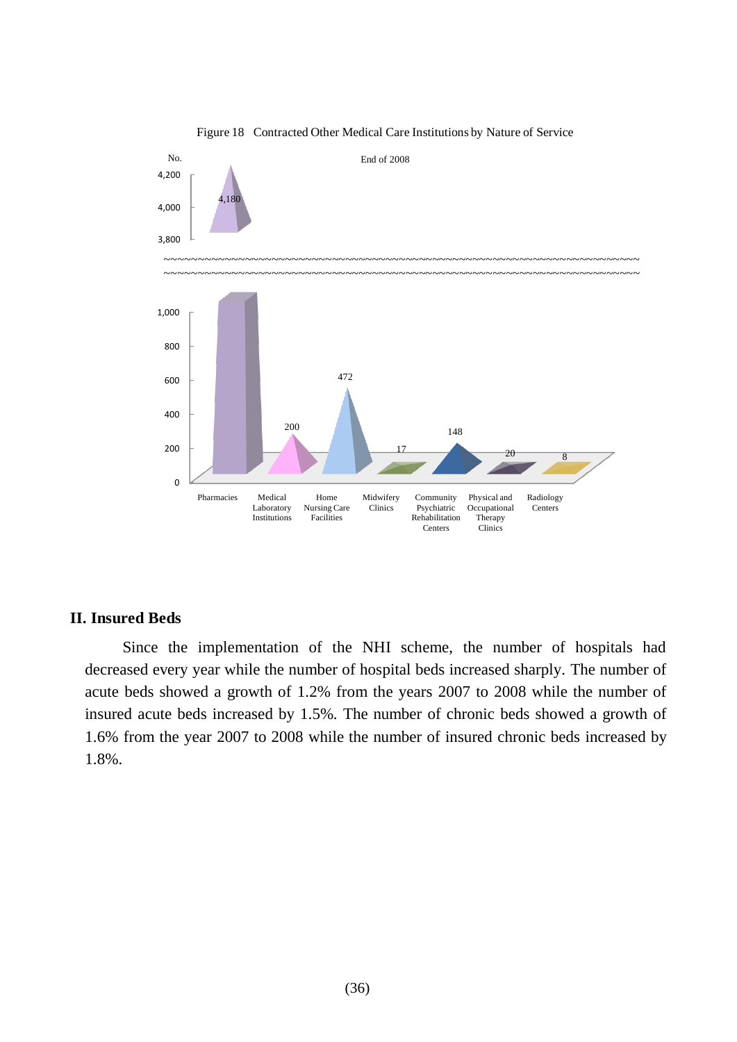Figure 18 Contracted Other Medical Care Institutions by Nature of Service

End of 2008

| Nature of Service | No. |
| --- | --- |
| Pharmacies | 4,180 |
| Medical Laboratory Institutions | 200 |
| Home Nursing Care Facilities | 472 |
| Midwifery Clinics | 17 |
| Community Psychiatric Rehabilitation Centers | 148 |
| Physical and Occupational Therapy Clinics | 20 |
| Radiology Centers | 8 |

## II. Insured Beds

Since the implementation of the NHI scheme, the number of hospitals had decreased every year while the number of hospital beds increased sharply. The number of acute beds showed a growth of 1.2% from the years 2007 to 2008 while the number of insured acute beds increased by 1.5%. The number of chronic beds showed a growth of 1.6% from the year 2007 to 2008 while the number of insured chronic beds increased by 1.8%.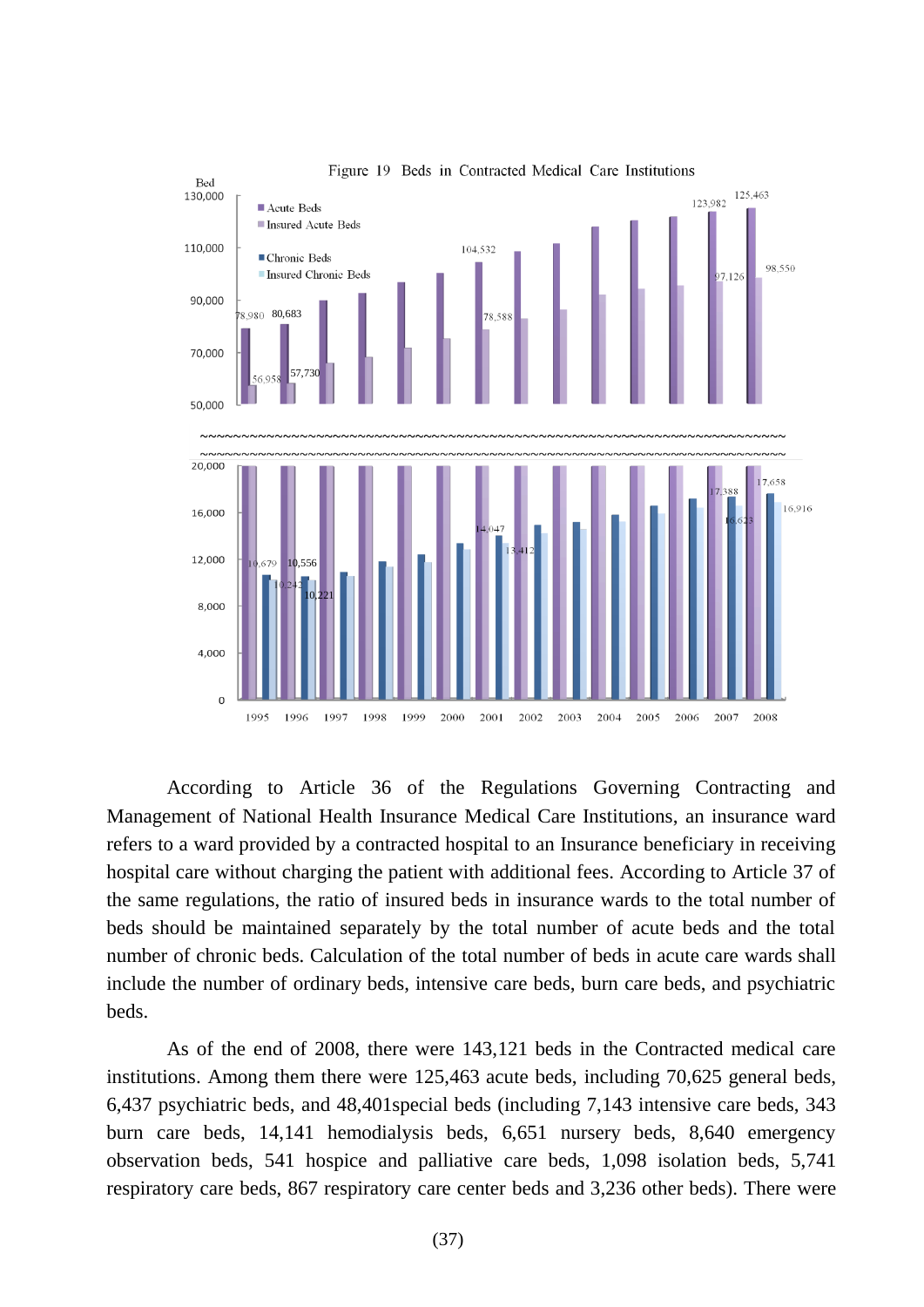Figure 19 Beds in Contracted Medical Care Institutions

According to Article 36 of the Regulations Governing Contracting and Management of National Health Insurance Medical Care Institutions, an insurance ward refers to a ward provided by a contracted hospital to an Insurance beneficiary in receiving hospital care without charging the patient with additional fees. According to Article 37 of the same regulations, the ratio of insured beds in insurance wards to the total number of beds should be maintained separately by the total number of acute beds and the total number of chronic beds. Calculation of the total number of beds in acute care wards shall include the number of ordinary beds, intensive care beds, burn care beds, and psychiatric beds.

As of the end of 2008, there were 143,121 beds in the Contracted medical care institutions. Among them there were 125,463 acute beds, including 70,625 general beds, 6,437 psychiatric beds, and 48,401special beds (including 7,143 intensive care beds, 343 burn care beds, 14,141 hemodialysis beds, 6,651 nursery beds, 8,640 emergency observation beds, 541 hospice and palliative care beds, 1,098 isolation beds, 5,741 respiratory care beds, 867 respiratory care center beds and 3,236 other beds). There were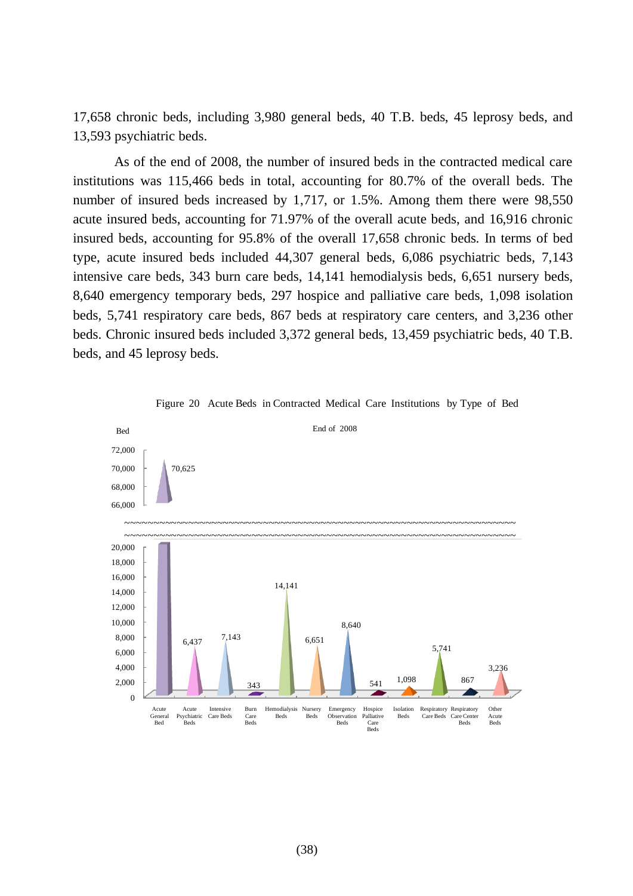17,658 chronic beds, including 3,980 general beds, 40 T.B. beds, 45 leprosy beds, and 13,593 psychiatric beds.

As of the end of 2008, the number of insured beds in the contracted medical care institutions was 115,466 beds in total, accounting for 80.7% of the overall beds. The number of insured beds increased by 1,717, or 1.5%. Among them there were 98,550 acute insured beds, accounting for 71.97% of the overall acute beds, and 16,916 chronic insured beds, accounting for 95.8% of the overall 17,658 chronic beds. In terms of bed type, acute insured beds included 44,307 general beds, 6,086 psychiatric beds, 7,143 intensive care beds, 343 burn care beds, 14,141 hemodialysis beds, 6,651 nursery beds, 8,640 emergency temporary beds, 297 hospice and palliative care beds, 1,098 isolation beds, 5,741 respiratory care beds, 867 beds at respiratory care centers, and 3,236 other beds. Chronic insured beds included 3,372 general beds, 13,459 psychiatric beds, 40 T.B. beds, and 45 leprosy beds.

Figure 20 Acute Beds in Contracted Medical Care Institutions by Type of Bed

End of 2008

| Type of Bed | Bed |
|---|---|
| Acute General Bed | 70,625 |
| Acute Psychiatric Beds | 6,437 |
| Intensive Care Beds | 7,143 |
| Burn Care Beds | 343 |
| Hemodialysis Beds | 14,141 |
| Nursery Beds | 6,651 |
| Emergency Observation Beds | 8,640 |
| Hospice Palliative Care Beds | 541 |
| Isolation Beds | 1,098 |
| Respiratory Care Beds | 5,741 |
| Respiratory Care Center Beds | 867 |
| Other Acute Beds | 3,236 |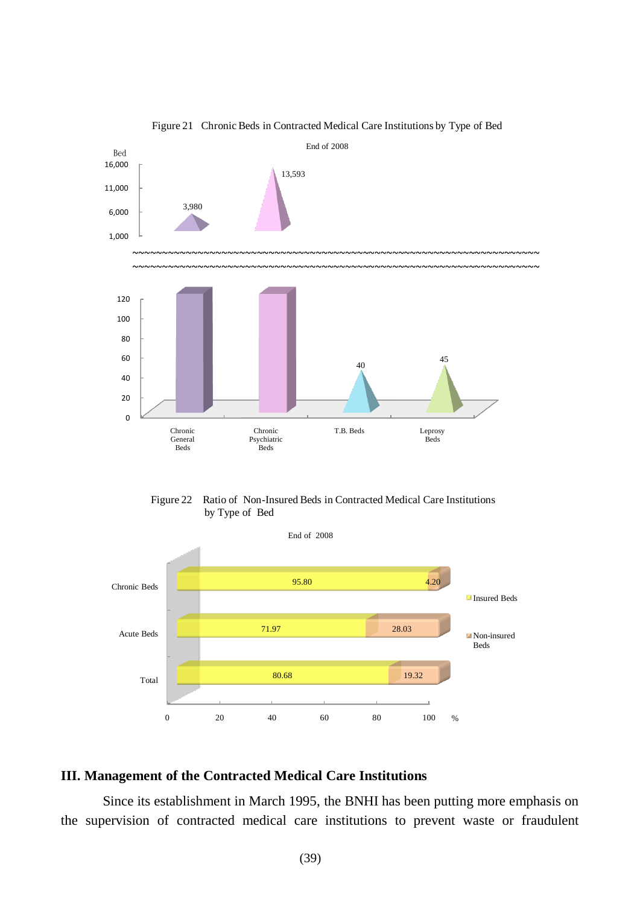Figure 21 Chronic Beds in Contracted Medical Care Institutions by Type of Bed

End of 2008

| Type of Bed | Beds |
| --- | --- |
| Chronic General Beds | 3,980 |
| Chronic Psychiatric Beds | 13,593 |
| T.B. Beds | 40 |
| Leprosy Beds | 45 |

Figure 22 Ratio of Non-Insured Beds in Contracted Medical Care Institutions by Type of Bed

End of 2008

| | Insured Beds (%) | Non-insured Beds (%) |
| --- | --- | --- |
| Chronic Beds | 95.80 | 4.20 |
| Acute Beds | 71.97 | 28.03 |
| Total | 80.68 | 19.32 |

## III. Management of the Contracted Medical Care Institutions

Since its establishment in March 1995, the BNHI has been putting more emphasis on the supervision of contracted medical care institutions to prevent waste or fraudulent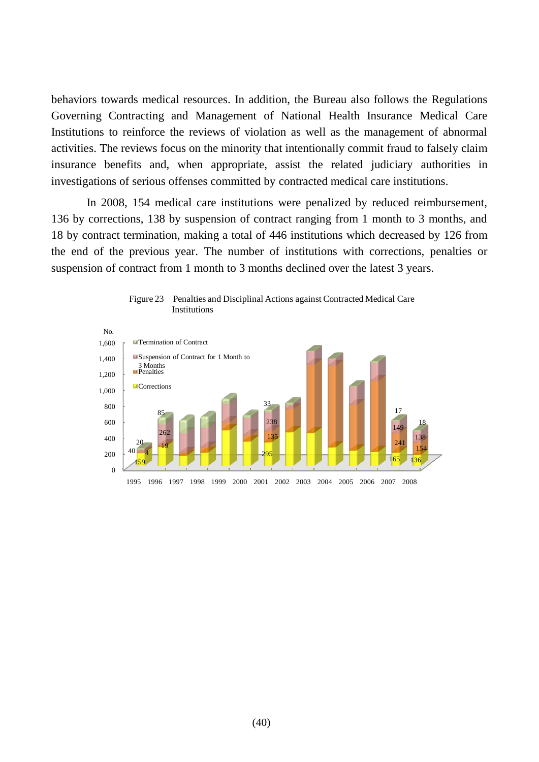behaviors towards medical resources. In addition, the Bureau also follows the Regulations Governing Contracting and Management of National Health Insurance Medical Care Institutions to reinforce the reviews of violation as well as the management of abnormal activities. The reviews focus on the minority that intentionally commit fraud to falsely claim insurance benefits and, when appropriate, assist the related judiciary authorities in investigations of serious offenses committed by contracted medical care institutions.

In 2008, 154 medical care institutions were penalized by reduced reimbursement, 136 by corrections, 138 by suspension of contract ranging from 1 month to 3 months, and 18 by contract termination, making a total of 446 institutions which decreased by 126 from the end of the previous year. The number of institutions with corrections, penalties or suspension of contract from 1 month to 3 months declined over the latest 3 years.

Figure 23 Penalties and Disciplinal Actions against Contracted Medical Care Institutions

No.
1,600
1,400
1,200
1,000
800
600
400
200
0

Termination of Contract
Suspension of Contract for 1 Month to 3 Months
Penalties
Corrections

20
40
4
159
85
262
19
33
238
135
295
17
149
241
165
18
138
154
136

1995 1996 1997 1998 1999 2000 2001 2002 2003 2004 2005 2006 2007 2008